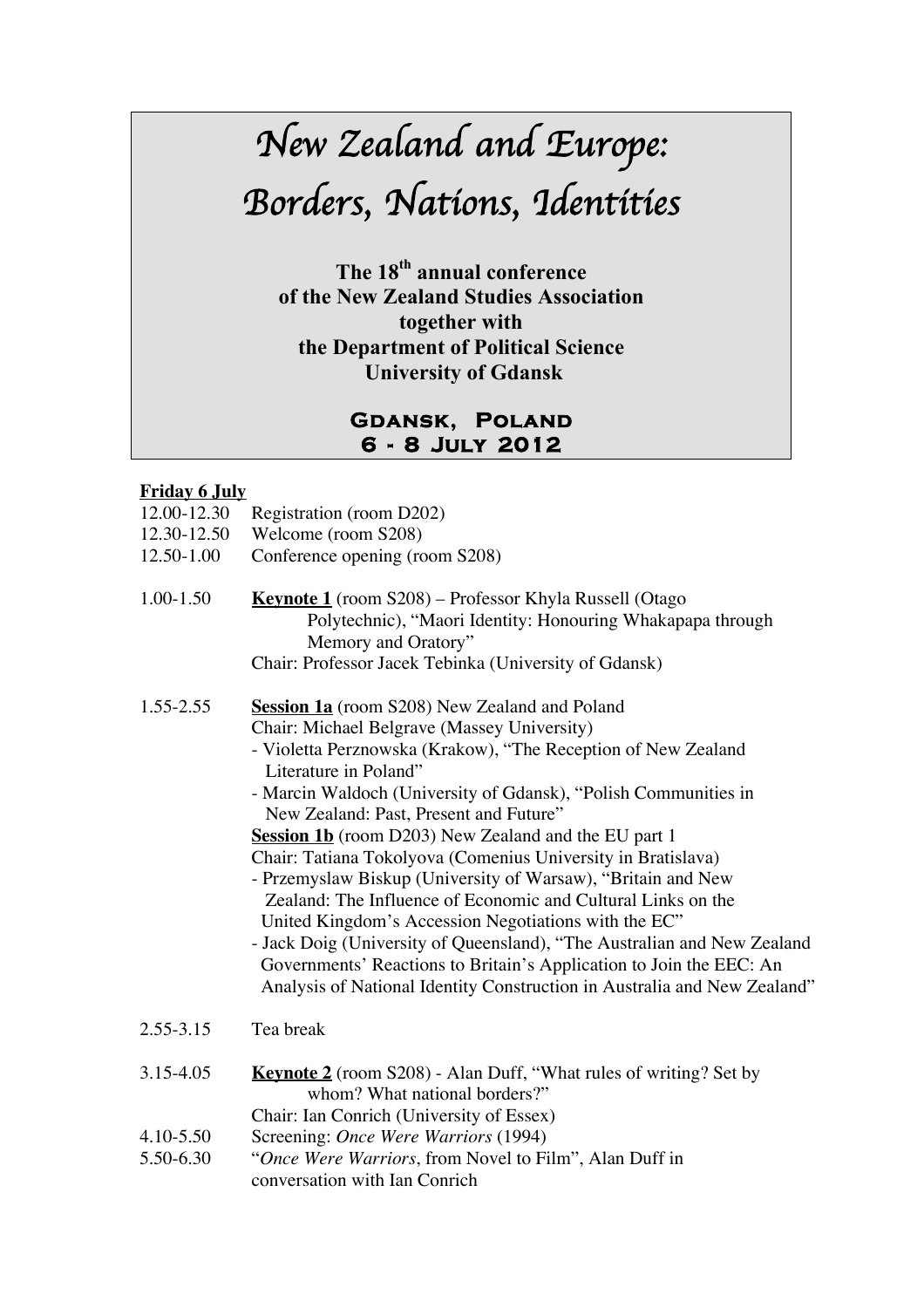# New Zealand and Europe: Borders, Nations, Identities

**The 18th annual conference of the New Zealand Studies Association together with the Department of Political Science University of Gdansk**

**GDANSK, POLAND**
**6 - 8 JULY 2012**

**Friday 6 July**

12.00-12.30 Registration (room D202)
12.30-12.50 Welcome (room S208)
12.50-1.00 Conference opening (room S208)

1.00-1.50 **Keynote 1** (room S208) – Professor Khyla Russell (Otago Polytechnic), "Maori Identity: Honouring Whakapapa through Memory and Oratory"
Chair: Professor Jacek Tebinka (University of Gdansk)

1.55-2.55 **Session 1a** (room S208) New Zealand and Poland
Chair: Michael Belgrave (Massey University)
- Violetta Perznowska (Krakow), "The Reception of New Zealand Literature in Poland"
- Marcin Waldoch (University of Gdansk), "Polish Communities in New Zealand: Past, Present and Future"

**Session 1b** (room D203) New Zealand and the EU part 1
Chair: Tatiana Tokolyova (Comenius University in Bratislava)
- Przemyslaw Biskup (University of Warsaw), "Britain and New Zealand: The Influence of Economic and Cultural Links on the United Kingdom's Accession Negotiations with the EC"
- Jack Doig (University of Queensland), "The Australian and New Zealand Governments' Reactions to Britain's Application to Join the EEC: An Analysis of National Identity Construction in Australia and New Zealand"

2.55-3.15 Tea break

3.15-4.05 **Keynote 2** (room S208) - Alan Duff, "What rules of writing? Set by whom? What national borders?"
Chair: Ian Conrich (University of Essex)

4.10-5.50 Screening: *Once Were Warriors* (1994)

5.50-6.30 "*Once Were Warriors*, from Novel to Film", Alan Duff in conversation with Ian Conrich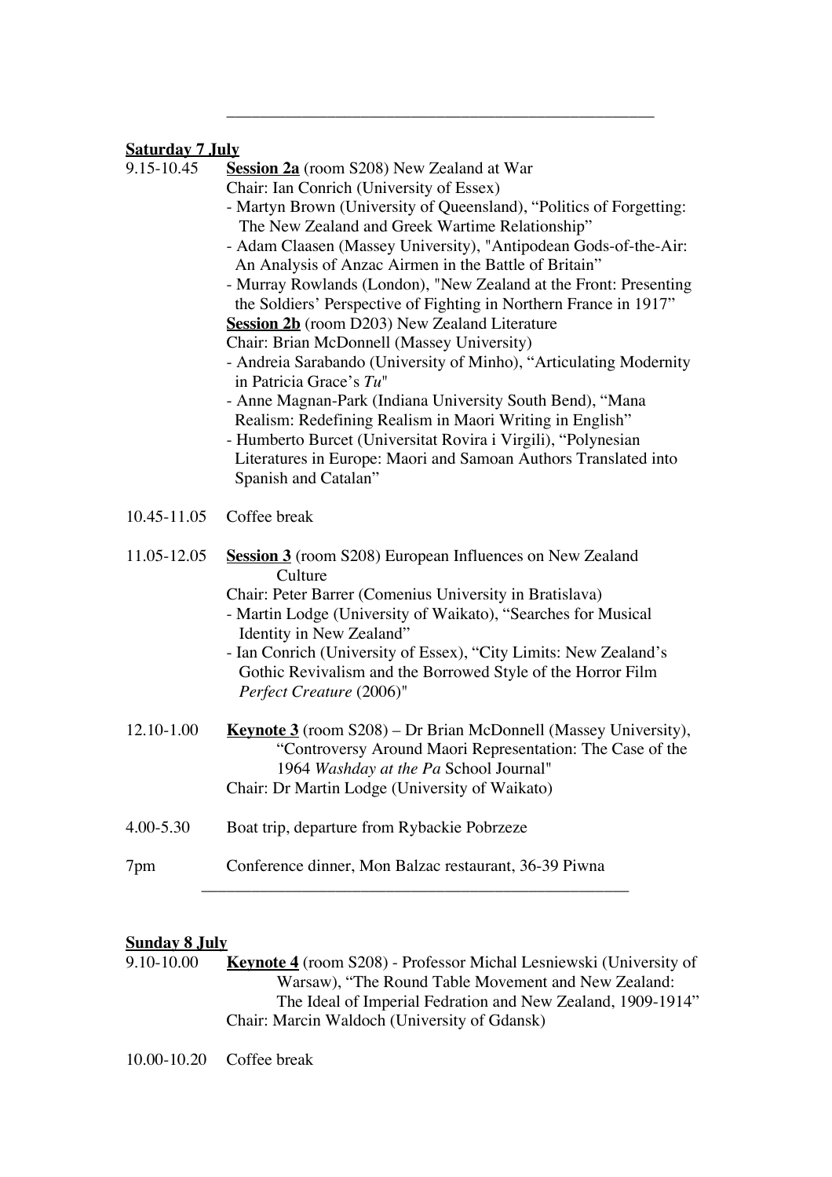---

**Saturday 7 July**

9.15-10.45 **Session 2a** (room S208) New Zealand at War
Chair: Ian Conrich (University of Essex)
- Martyn Brown (University of Queensland), "Politics of Forgetting: The New Zealand and Greek Wartime Relationship"
- Adam Claasen (Massey University), "Antipodean Gods-of-the-Air: An Analysis of Anzac Airmen in the Battle of Britain"
- Murray Rowlands (London), "New Zealand at the Front: Presenting the Soldiers' Perspective of Fighting in Northern France in 1917"

**Session 2b** (room D203) New Zealand Literature
Chair: Brian McDonnell (Massey University)
- Andreia Sarabando (University of Minho), "Articulating Modernity in Patricia Grace's *Tu*"
- Anne Magnan-Park (Indiana University South Bend), "Mana Realism: Redefining Realism in Maori Writing in English"
- Humberto Burcet (Universitat Rovira i Virgili), "Polynesian Literatures in Europe: Maori and Samoan Authors Translated into Spanish and Catalan"

10.45-11.05 Coffee break

11.05-12.05 **Session 3** (room S208) European Influences on New Zealand Culture
Chair: Peter Barrer (Comenius University in Bratislava)
- Martin Lodge (University of Waikato), "Searches for Musical Identity in New Zealand"
- Ian Conrich (University of Essex), "City Limits: New Zealand's Gothic Revivalism and the Borrowed Style of the Horror Film *Perfect Creature* (2006)"

12.10-1.00 **Keynote 3** (room S208) – Dr Brian McDonnell (Massey University), "Controversy Around Maori Representation: The Case of the 1964 *Washday at the Pa* School Journal"
Chair: Dr Martin Lodge (University of Waikato)

4.00-5.30 Boat trip, departure from Rybackie Pobrzeze

7pm Conference dinner, Mon Balzac restaurant, 36-39 Piwna

---

**Sunday 8 July**

9.10-10.00 **Keynote 4** (room S208) - Professor Michal Lesniewski (University of Warsaw), "The Round Table Movement and New Zealand: The Ideal of Imperial Fedration and New Zealand, 1909-1914"
Chair: Marcin Waldoch (University of Gdansk)

10.00-10.20 Coffee break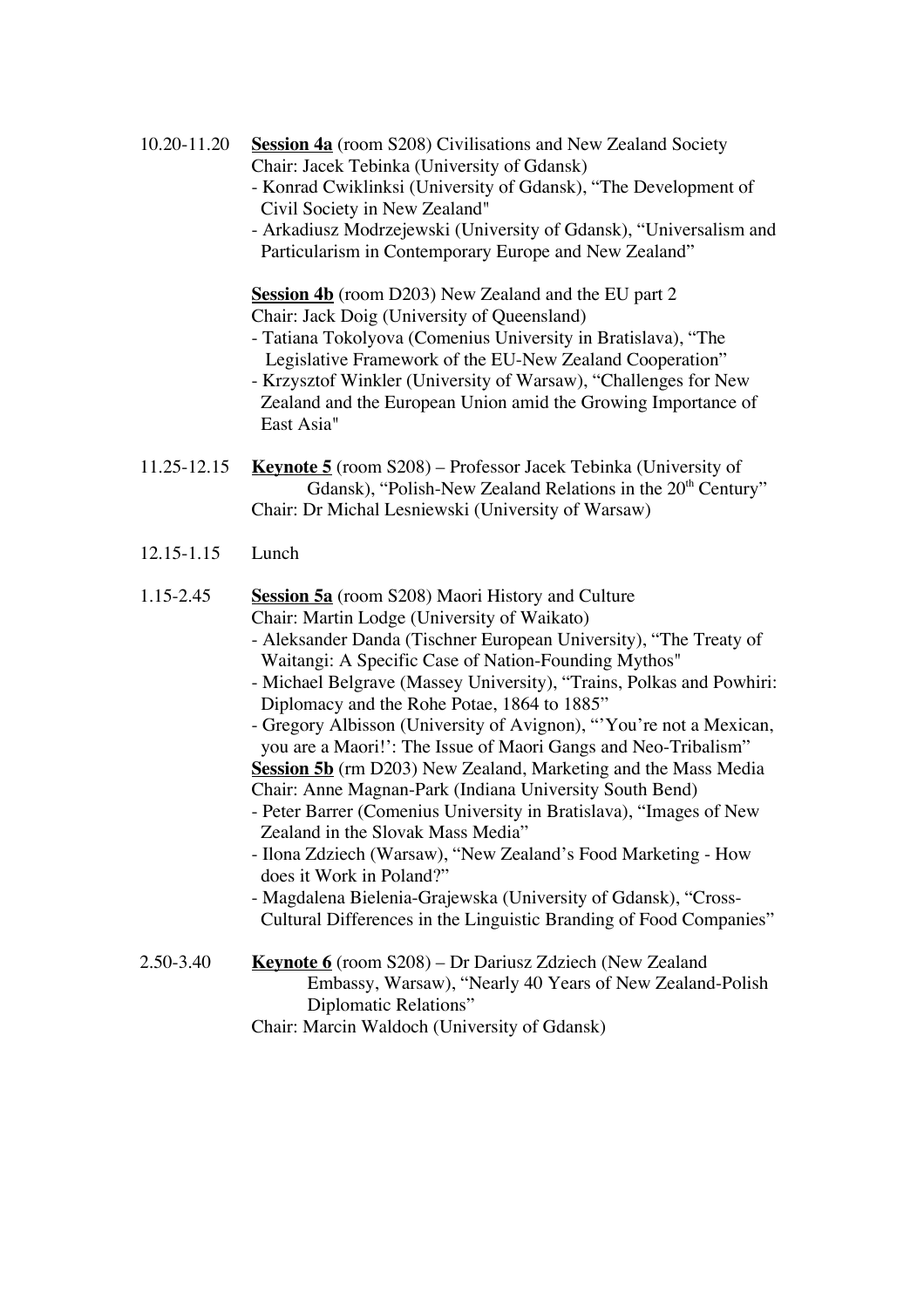10.20-11.20 **Session 4a** (room S208) Civilisations and New Zealand Society
Chair: Jacek Tebinka (University of Gdansk)
- Konrad Cwiklinksi (University of Gdansk), "The Development of Civil Society in New Zealand"
- Arkadiusz Modrzejewski (University of Gdansk), "Universalism and Particularism in Contemporary Europe and New Zealand"

**Session 4b** (room D203) New Zealand and the EU part 2
Chair: Jack Doig (University of Queensland)
- Tatiana Tokolyova (Comenius University in Bratislava), "The Legislative Framework of the EU-New Zealand Cooperation"
- Krzysztof Winkler (University of Warsaw), "Challenges for New Zealand and the European Union amid the Growing Importance of East Asia"

11.25-12.15 **Keynote 5** (room S208) – Professor Jacek Tebinka (University of Gdansk), "Polish-New Zealand Relations in the 20th Century"
Chair: Dr Michal Lesniewski (University of Warsaw)

12.15-1.15 Lunch

1.15-2.45 **Session 5a** (room S208) Maori History and Culture
Chair: Martin Lodge (University of Waikato)
- Aleksander Danda (Tischner European University), "The Treaty of Waitangi: A Specific Case of Nation-Founding Mythos"
- Michael Belgrave (Massey University), "Trains, Polkas and Powhiri: Diplomacy and the Rohe Potae, 1864 to 1885"
- Gregory Albisson (University of Avignon), "'You're not a Mexican, you are a Maori!': The Issue of Maori Gangs and Neo-Tribalism"

**Session 5b** (rm D203) New Zealand, Marketing and the Mass Media
Chair: Anne Magnan-Park (Indiana University South Bend)
- Peter Barrer (Comenius University in Bratislava), "Images of New Zealand in the Slovak Mass Media"
- Ilona Zdziech (Warsaw), "New Zealand's Food Marketing - How does it Work in Poland?"
- Magdalena Bielenia-Grajewska (University of Gdansk), "Cross-Cultural Differences in the Linguistic Branding of Food Companies"

2.50-3.40 **Keynote 6** (room S208) – Dr Dariusz Zdziech (New Zealand Embassy, Warsaw), "Nearly 40 Years of New Zealand-Polish Diplomatic Relations"
Chair: Marcin Waldoch (University of Gdansk)